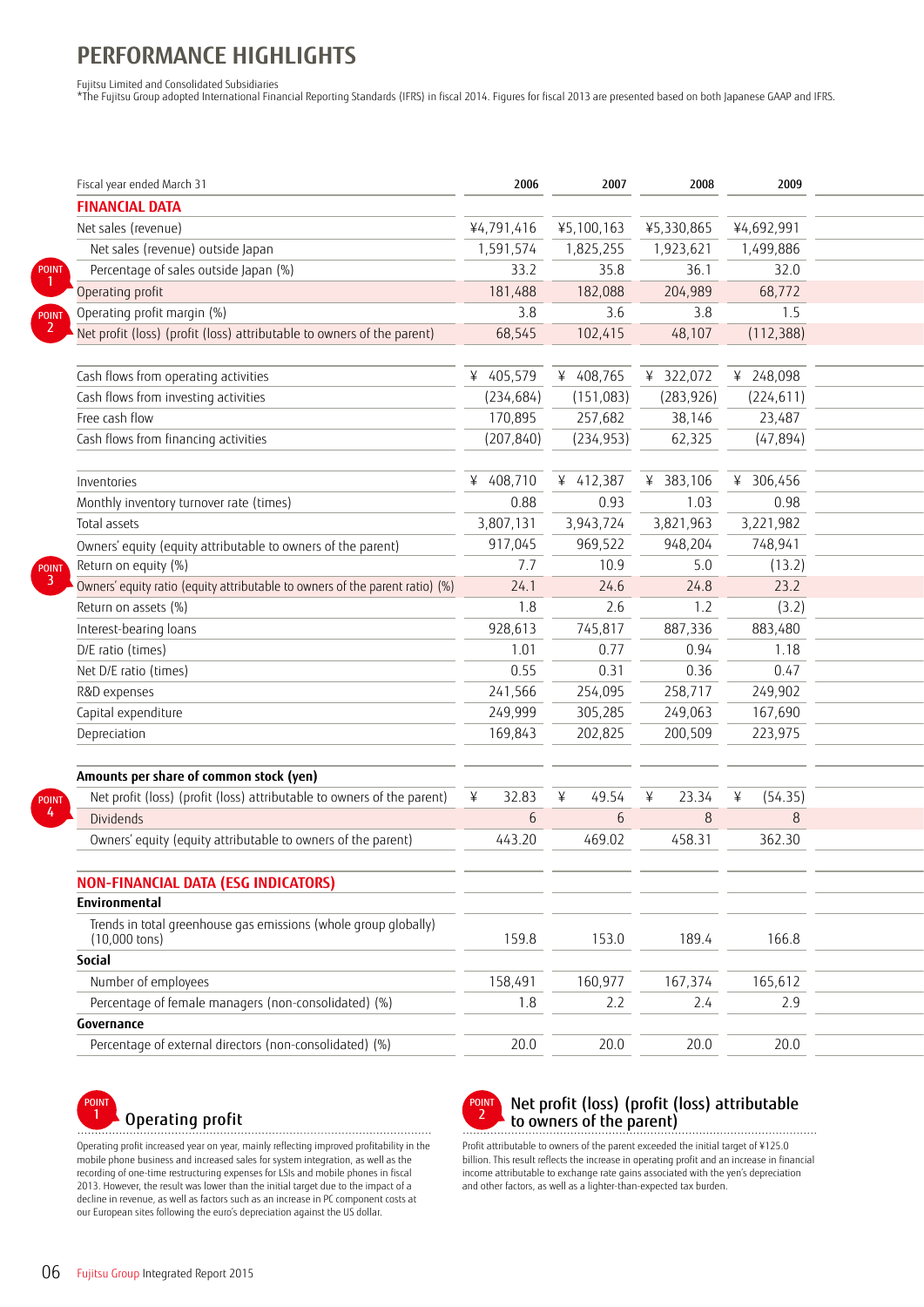# PERFORMANCE HIGHLIGHTS

Fujitsu Limited and Consolidated Subsidiaries
*The Fujitsu Group adopted International Financial Reporting Standards (IFRS) in fiscal 2014. Figures for fiscal 2013 are presented based on both Japanese GAAP and IFRS.

| Fiscal year ended March 31 | 2006 | 2007 | 2008 | 2009 |
|---|---|---|---|---|
| **FINANCIAL DATA** | | | | |
| Net sales (revenue) | ¥4,791,416 | ¥5,100,163 | ¥5,330,865 | ¥4,692,991 |
| Net sales (revenue) outside Japan | 1,591,574 | 1,825,255 | 1,923,621 | 1,499,886 |
| Percentage of sales outside Japan (%) | 33.2 | 35.8 | 36.1 | 32.0 |
| POINT 1 Operating profit | 181,488 | 182,088 | 204,989 | 68,772 |
| Operating profit margin (%) | 3.8 | 3.6 | 3.8 | 1.5 |
| POINT 2 Net profit (loss) (profit (loss) attributable to owners of the parent) | 68,545 | 102,415 | 48,107 | (112,388) |
| Cash flows from operating activities | ¥ 405,579 | ¥ 408,765 | ¥ 322,072 | ¥ 248,098 |
| Cash flows from investing activities | (234,684) | (151,083) | (283,926) | (224,611) |
| Free cash flow | 170,895 | 257,682 | 38,146 | 23,487 |
| Cash flows from financing activities | (207,840) | (234,953) | 62,325 | (47,894) |
| Inventories | ¥ 408,710 | ¥ 412,387 | ¥ 383,106 | ¥ 306,456 |
| Monthly inventory turnover rate (times) | 0.88 | 0.93 | 1.03 | 0.98 |
| Total assets | 3,807,131 | 3,943,724 | 3,821,963 | 3,221,982 |
| Owners' equity (equity attributable to owners of the parent) | 917,045 | 969,522 | 948,204 | 748,941 |
| Return on equity (%) | 7.7 | 10.9 | 5.0 | (13.2) |
| POINT 3 Owners' equity ratio (equity attributable to owners of the parent ratio) (%) | 24.1 | 24.6 | 24.8 | 23.2 |
| Return on assets (%) | 1.8 | 2.6 | 1.2 | (3.2) |
| Interest-bearing loans | 928,613 | 745,817 | 887,336 | 883,480 |
| D/E ratio (times) | 1.01 | 0.77 | 0.94 | 1.18 |
| Net D/E ratio (times) | 0.55 | 0.31 | 0.36 | 0.47 |
| R&D expenses | 241,566 | 254,095 | 258,717 | 249,902 |
| Capital expenditure | 249,999 | 305,285 | 249,063 | 167,690 |
| Depreciation | 169,843 | 202,825 | 200,509 | 223,975 |
| **Amounts per share of common stock (yen)** | | | | |
| Net profit (loss) (profit (loss) attributable to owners of the parent) | ¥ 32.83 | ¥ 49.54 | ¥ 23.34 | ¥ (54.35) |
| POINT 4 Dividends | 6 | 6 | 8 | 8 |
| Owners' equity (equity attributable to owners of the parent) | 443.20 | 469.02 | 458.31 | 362.30 |
| **NON-FINANCIAL DATA (ESG INDICATORS)** | | | | |
| **Environmental** | | | | |
| Trends in total greenhouse gas emissions (whole group globally) (10,000 tons) | 159.8 | 153.0 | 189.4 | 166.8 |
| **Social** | | | | |
| Number of employees | 158,491 | 160,977 | 167,374 | 165,612 |
| Percentage of female managers (non-consolidated) (%) | 1.8 | 2.2 | 2.4 | 2.9 |
| **Governance** | | | | |
| Percentage of external directors (non-consolidated) (%) | 20.0 | 20.0 | 20.0 | 20.0 |

### POINT 1 Operating profit

Operating profit increased year on year, mainly reflecting improved profitability in the mobile phone business and increased sales for system integration, as well as the recording of one-time restructuring expenses for LSIs and mobile phones in fiscal 2013. However, the result was lower than the initial target due to the impact of a decline in revenue, as well as factors such as an increase in PC component costs at our European sites following the euro's depreciation against the US dollar.

### POINT 2 Net profit (loss) (profit (loss) attributable to owners of the parent)

Profit attributable to owners of the parent exceeded the initial target of ¥125.0 billion. This result reflects the increase in operating profit and an increase in financial income attributable to exchange rate gains associated with the yen's depreciation and other factors, as well as a lighter-than-expected tax burden.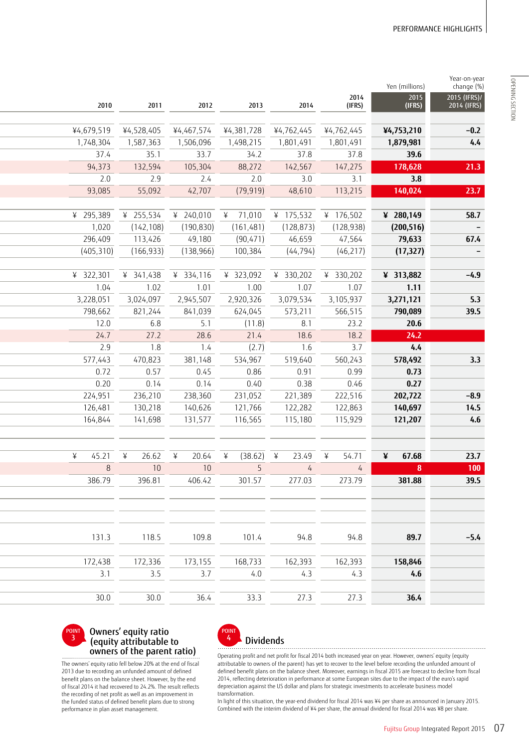PERFORMANCE HIGHLIGHTS

| 2010 | 2011 | 2012 | 2013 | 2014 | 2014 (IFRS) | Yen (millions) 2015 (IFRS) | Year-on-year change (%) 2015 (IFRS)/ 2014 (IFRS) |
|---|---|---|---|---|---|---|---|
| | | | | | | | |
| ¥4,679,519 | ¥4,528,405 | ¥4,467,574 | ¥4,381,728 | ¥4,762,445 | ¥4,762,445 | **¥4,753,210** | **-0.2** |
| 1,748,304 | 1,587,363 | 1,506,096 | 1,498,215 | 1,801,491 | 1,801,491 | **1,879,981** | **4.4** |
| 37.4 | 35.1 | 33.7 | 34.2 | 37.8 | 37.8 | **39.6** | |
| 94,373 | 132,594 | 105,304 | 88,272 | 142,567 | 147,275 | **178,628** | **21.3** |
| 2.0 | 2.9 | 2.4 | 2.0 | 3.0 | 3.1 | **3.8** | |
| 93,085 | 55,092 | 42,707 | (79,919) | 48,610 | 113,215 | **140,024** | **23.7** |
| | | | | | | | |
| ¥ 295,389 | ¥ 255,534 | ¥ 240,010 | ¥ 71,010 | ¥ 175,532 | ¥ 176,502 | **¥ 280,149** | **58.7** |
| 1,020 | (142,108) | (190,830) | (161,481) | (128,873) | (128,938) | **(200,516)** | **–** |
| 296,409 | 113,426 | 49,180 | (90,471) | 46,659 | 47,564 | **79,633** | **67.4** |
| (405,310) | (166,933) | (138,966) | 100,384 | (44,794) | (46,217) | **(17,327)** | **–** |
| | | | | | | | |
| ¥ 322,301 | ¥ 341,438 | ¥ 334,116 | ¥ 323,092 | ¥ 330,202 | ¥ 330,202 | **¥ 313,882** | **-4.9** |
| 1.04 | 1.02 | 1.01 | 1.00 | 1.07 | 1.07 | **1.11** | |
| 3,228,051 | 3,024,097 | 2,945,507 | 2,920,326 | 3,079,534 | 3,105,937 | **3,271,121** | **5.3** |
| 798,662 | 821,244 | 841,039 | 624,045 | 573,211 | 566,515 | **790,089** | **39.5** |
| 12.0 | 6.8 | 5.1 | (11.8) | 8.1 | 23.2 | **20.6** | |
| 24.7 | 27.2 | 28.6 | 21.4 | 18.6 | 18.2 | **24.2** | |
| 2.9 | 1.8 | 1.4 | (2.7) | 1.6 | 3.7 | **4.4** | |
| 577,443 | 470,823 | 381,148 | 534,967 | 519,640 | 560,243 | **578,492** | **3.3** |
| 0.72 | 0.57 | 0.45 | 0.86 | 0.91 | 0.99 | **0.73** | |
| 0.20 | 0.14 | 0.14 | 0.40 | 0.38 | 0.46 | **0.27** | |
| 224,951 | 236,210 | 238,360 | 231,052 | 221,389 | 222,516 | **202,722** | **-8.9** |
| 126,481 | 130,218 | 140,626 | 121,766 | 122,282 | 122,863 | **140,697** | **14.5** |
| 164,844 | 141,698 | 131,577 | 116,565 | 115,180 | 115,929 | **121,207** | **4.6** |
| | | | | | | | |
| ¥ 45.21 | ¥ 26.62 | ¥ 20.64 | ¥ (38.62) | ¥ 23.49 | ¥ 54.71 | **¥ 67.68** | **23.7** |
| 8 | 10 | 10 | 5 | 4 | 4 | **8** | **100** |
| 386.79 | 396.81 | 406.42 | 301.57 | 277.03 | 273.79 | **381.88** | **39.5** |
| | | | | | | | |
| 131.3 | 118.5 | 109.8 | 101.4 | 94.8 | 94.8 | **89.7** | **-5.4** |
| | | | | | | | |
| 172,438 | 172,336 | 173,155 | 168,733 | 162,393 | 162,393 | **158,846** | |
| 3.1 | 3.5 | 3.7 | 4.0 | 4.3 | 4.3 | **4.6** | |
| | | | | | | | |
| 30.0 | 30.0 | 36.4 | 33.3 | 27.3 | 27.3 | **36.4** | |

### POINT 3 Owners' equity ratio (equity attributable to owners of the parent ratio)

The owners' equity ratio fell below 20% at the end of fiscal 2013 due to recording an unfunded amount of defined benefit plans on the balance sheet. However, by the end of fiscal 2014 it had recovered to 24.2%. The result reflects the recording of net profit as well as an improvement in the funded status of defined benefit plans due to strong performance in plan asset management.

### POINT 4 Dividends

Operating profit and net profit for fiscal 2014 both increased year on year. However, owners' equity (equity attributable to owners of the parent) has yet to recover to the level before recording the unfunded amount of defined benefit plans on the balance sheet. Moreover, earnings in fiscal 2015 are forecast to decline from fiscal 2014, reflecting deterioration in performance at some European sites due to the impact of the euro's rapid depreciation against the US dollar and plans for strategic investments to accelerate business model transformation.

In light of this situation, the year-end dividend for fiscal 2014 was ¥4 per share as announced in January 2015. Combined with the interim dividend of ¥4 per share, the annual dividend for fiscal 2014 was ¥8 per share.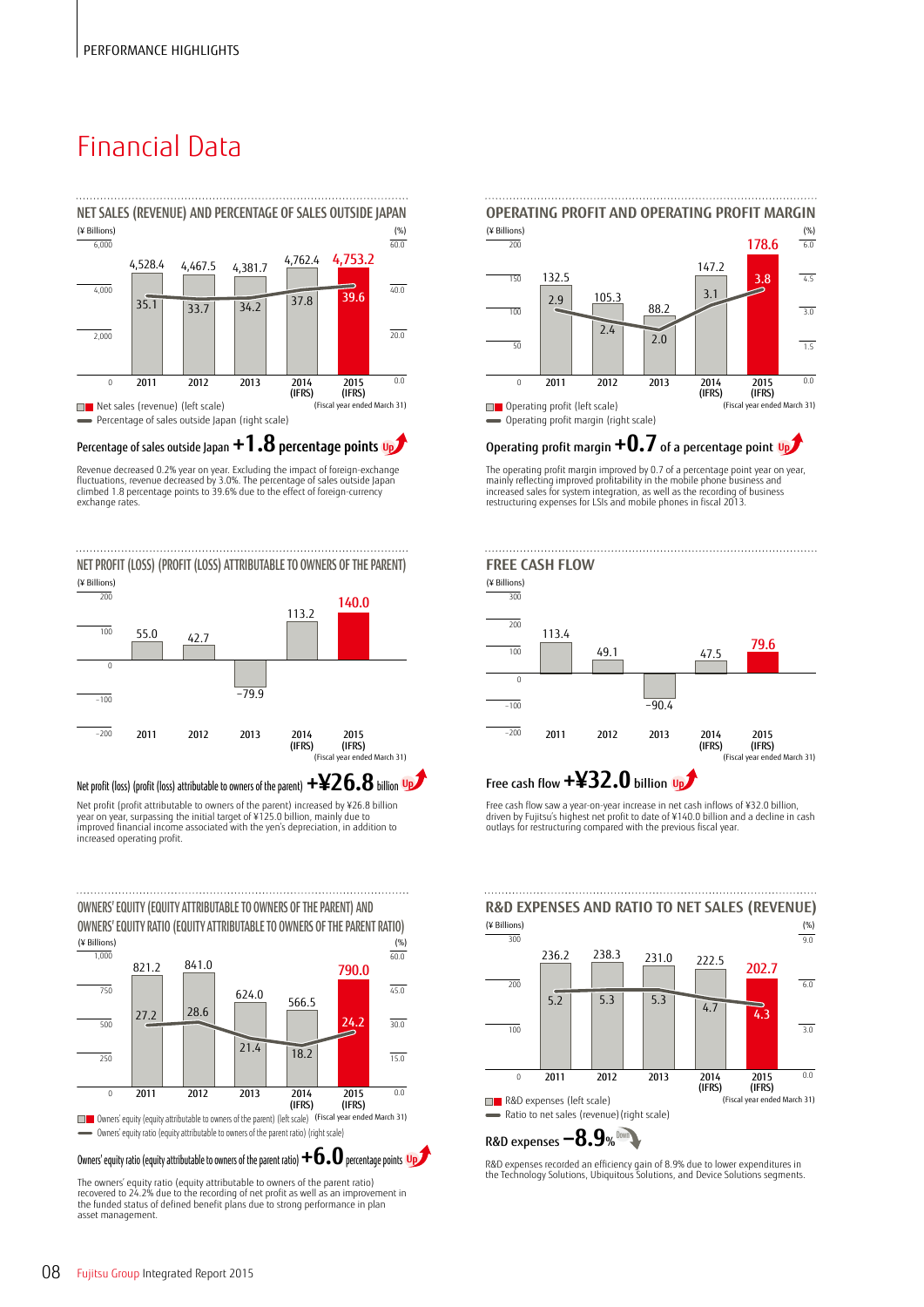# Financial Data

## NET SALES (REVENUE) AND PERCENTAGE OF SALES OUTSIDE JAPAN

| (Fiscal year ended March 31) | 2011 | 2012 | 2013 | 2014 (IFRS) | 2015 (IFRS) |
|---|---|---|---|---|---|
| Net sales (revenue) (¥ Billions) (left scale) | 4,528.4 | 4,467.5 | 4,381.7 | 4,762.4 | 4,753.2 |
| Percentage of sales outside Japan (%) (right scale) | 35.1 | 33.7 | 34.2 | 37.8 | 39.6 |

**Percentage of sales outside Japan +1.8 percentage points Up**

Revenue decreased 0.2% year on year. Excluding the impact of foreign-exchange fluctuations, revenue decreased by 3.0%. The percentage of sales outside Japan climbed 1.8 percentage points to 39.6% due to the effect of foreign-currency exchange rates.

## OPERATING PROFIT AND OPERATING PROFIT MARGIN

| (Fiscal year ended March 31) | 2011 | 2012 | 2013 | 2014 (IFRS) | 2015 (IFRS) |
|---|---|---|---|---|---|
| Operating profit (¥ Billions) (left scale) | 132.5 | 105.3 | 88.2 | 147.2 | 178.6 |
| Operating profit margin (%) (right scale) | 2.9 | 2.4 | 2.0 | 3.1 | 3.8 |

**Operating profit margin +0.7 of a percentage point Up**

The operating profit margin improved by 0.7 of a percentage point year on year, mainly reflecting improved profitability in the mobile phone business and increased sales for system integration, as well as the recording of business restructuring expenses for LSIs and mobile phones in fiscal 2013.

## NET PROFIT (LOSS) (PROFIT (LOSS) ATTRIBUTABLE TO OWNERS OF THE PARENT)

| (Fiscal year ended March 31) | 2011 | 2012 | 2013 | 2014 (IFRS) | 2015 (IFRS) |
|---|---|---|---|---|---|
| Net profit (loss) (¥ Billions) | 55.0 | 42.7 | −79.9 | 113.2 | 140.0 |

**Net profit (loss) (profit (loss) attributable to owners of the parent) +¥26.8 billion Up**

Net profit (profit attributable to owners of the parent) increased by ¥26.8 billion year on year, surpassing the initial target of ¥125.0 billion, mainly due to improved financial income associated with the yen's depreciation, in addition to increased operating profit.

## FREE CASH FLOW

| (Fiscal year ended March 31) | 2011 | 2012 | 2013 | 2014 (IFRS) | 2015 (IFRS) |
|---|---|---|---|---|---|
| Free cash flow (¥ Billions) | 113.4 | 49.1 | −90.4 | 47.5 | 79.6 |

**Free cash flow +¥32.0 billion Up**

Free cash flow saw a year-on-year increase in net cash inflows of ¥32.0 billion, driven by Fujitsu's highest net profit to date of ¥140.0 billion and a decline in cash outlays for restructuring compared with the previous fiscal year.

## OWNERS' EQUITY (EQUITY ATTRIBUTABLE TO OWNERS OF THE PARENT) AND OWNERS' EQUITY RATIO (EQUITY ATTRIBUTABLE TO OWNERS OF THE PARENT RATIO)

| (Fiscal year ended March 31) | 2011 | 2012 | 2013 | 2014 (IFRS) | 2015 (IFRS) |
|---|---|---|---|---|---|
| Owners' equity (equity attributable to owners of the parent) (¥ Billions) (left scale) | 821.2 | 841.0 | 624.0 | 566.5 | 790.0 |
| Owners' equity ratio (equity attributable to owners of the parent ratio) (%) (right scale) | 27.2 | 28.6 | 21.4 | 18.2 | 24.2 |

**Owners' equity ratio (equity attributable to owners of the parent ratio) +6.0 percentage points Up**

The owners' equity ratio (equity attributable to owners of the parent ratio) recovered to 24.2% due to the recording of net profit as well as an improvement in the funded status of defined benefit plans due to strong performance in plan asset management.

## R&D EXPENSES AND RATIO TO NET SALES (REVENUE)

| (Fiscal year ended March 31) | 2011 | 2012 | 2013 | 2014 (IFRS) | 2015 (IFRS) |
|---|---|---|---|---|---|
| R&D expenses (¥ Billions) (left scale) | 236.2 | 238.3 | 231.0 | 222.5 | 202.7 |
| Ratio to net sales (revenue) (%) (right scale) | 5.2 | 5.3 | 5.3 | 4.7 | 4.3 |

**R&D expenses −8.9% Down**

R&D expenses recorded an efficiency gain of 8.9% due to lower expenditures in the Technology Solutions, Ubiquitous Solutions, and Device Solutions segments.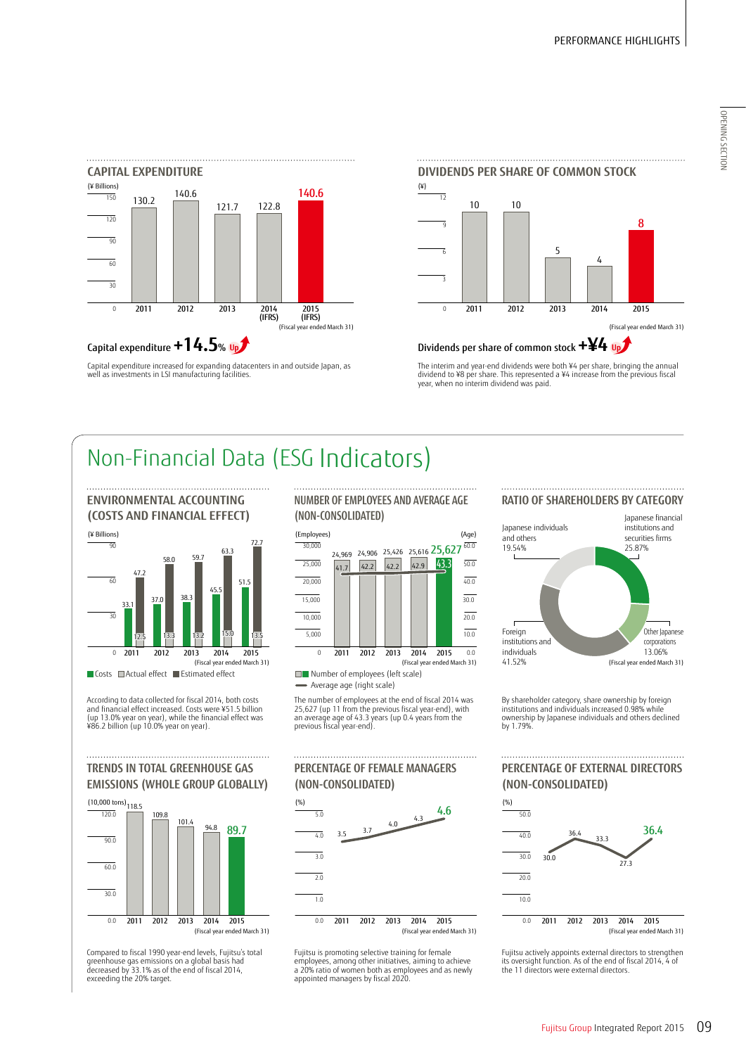## CAPITAL EXPENDITURE

(¥ Billions)

150
120
90
60
30
0

130.2 140.6 121.7 122.8 140.6

2011 2012 2013 2014 (IFRS) 2015 (IFRS)

(Fiscal year ended March 31)

Capital expenditure **+14.5%** Up

Capital expenditure increased for expanding datacenters in and outside Japan, as well as investments in LSI manufacturing facilities.

## DIVIDENDS PER SHARE OF COMMON STOCK

(¥)

12
9
6
3
0

10 10 5 4 8

2011 2012 2013 2014 2015

(Fiscal year ended March 31)

Dividends per share of common stock **+¥4** Up

The interim and year-end dividends were both ¥4 per share, bringing the annual dividend to ¥8 per share. This represented a ¥4 increase from the previous fiscal year, when no interim dividend was paid.

# Non-Financial Data (ESG Indicators)

## ENVIRONMENTAL ACCOUNTING (COSTS AND FINANCIAL EFFECT)

(¥ Billions)

90
60
30
0

33.1 12.5 47.2
37.0 13.3 58.0
38.3 13.2 59.7
45.5 15.0 63.3
51.5 13.5 72.7

2011 2012 2013 2014 2015

(Fiscal year ended March 31)

Costs ■ Actual effect ■ Estimated effect

According to data collected for fiscal 2014, both costs and financial effect increased. Costs were ¥51.5 billion (up 13.0% year on year), while the financial effect was ¥86.2 billion (up 10.0% year on year).

## NUMBER OF EMPLOYEES AND AVERAGE AGE (NON-CONSOLIDATED)

(Employees) (Age)

30,000 60.0
25,000 50.0
20,000 40.0
15,000 30.0
10,000 20.0
5,000 10.0
0 0.0

24,969 24,906 25,426 25,616 25,627

41.7 42.2 42.2 42.9 43.3

2011 2012 2013 2014 2015

(Fiscal year ended March 31)

Number of employees (left scale)
Average age (right scale)

The number of employees at the end of fiscal 2014 was 25,627 (up 11 from the previous fiscal year-end), with an average age of 43.3 years (up 0.4 years from the previous fiscal year-end).

## RATIO OF SHAREHOLDERS BY CATEGORY

Japanese individuals and others 19.54%
Japanese financial institutions and securities firms 25.87%
Foreign institutions and individuals 41.52%
Other Japanese corporations 13.06%

(Fiscal year ended March 31)

By shareholder category, share ownership by foreign institutions and individuals increased 0.98% while ownership by Japanese individuals and others declined by 1.79%.

## TRENDS IN TOTAL GREENHOUSE GAS EMISSIONS (WHOLE GROUP GLOBALLY)

(10,000 tons)

120.0
90.0
60.0
30.0
0.0

118.5 109.8 101.4 94.8 89.7

2011 2012 2013 2014 2015

(Fiscal year ended March 31)

Compared to fiscal 1990 year-end levels, Fujitsu's total greenhouse gas emissions on a global basis had decreased by 33.1% as of the end of fiscal 2014, exceeding the 20% target.

## PERCENTAGE OF FEMALE MANAGERS (NON-CONSOLIDATED)

(%)

5.0
4.0
3.0
2.0
1.0
0.0

3.5 3.7 4.0 4.3 4.6

2011 2012 2013 2014 2015

(Fiscal year ended March 31)

Fujitsu is promoting selective training for female employees, among other initiatives, aiming to achieve a 20% ratio of women both as employees and as newly appointed managers by fiscal 2020.

## PERCENTAGE OF EXTERNAL DIRECTORS (NON-CONSOLIDATED)

(%)

50.0
40.0
30.0
20.0
10.0
0.0

30.0 36.4 33.3 27.3 36.4

2011 2012 2013 2014 2015

(Fiscal year ended March 31)

Fujitsu actively appoints external directors to strengthen its oversight function. As of the end of fiscal 2014, 4 of the 11 directors were external directors.